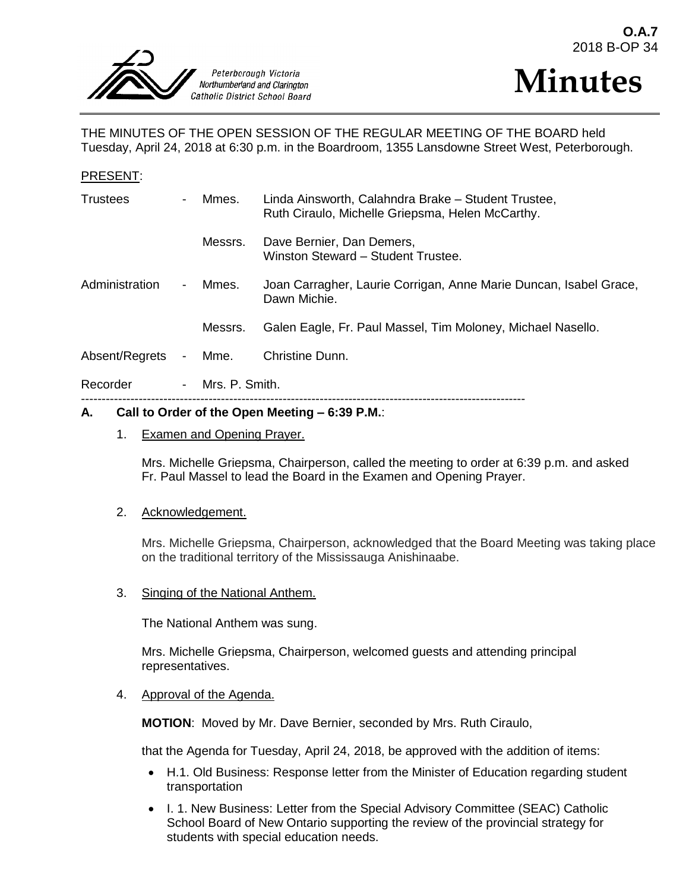O.A.7
2018 B-OP 34

Peterborough Victoria Northumberland and Clarington Catholic District School Board

# Minutes

THE MINUTES OF THE OPEN SESSION OF THE REGULAR MEETING OF THE BOARD held Tuesday, April 24, 2018 at 6:30 p.m. in the Boardroom, 1355 Lansdowne Street West, Peterborough.

PRESENT:

| | | | |
|---|---|---|---|
| Trustees | - | Mmes. | Linda Ainsworth, Calahndra Brake – Student Trustee, Ruth Ciraulo, Michelle Griepsma, Helen McCarthy. |
| | | Messrs. | Dave Bernier, Dan Demers, Winston Steward – Student Trustee. |
| Administration | - | Mmes. | Joan Carragher, Laurie Corrigan, Anne Marie Duncan, Isabel Grace, Dawn Michie. |
| | | Messrs. | Galen Eagle, Fr. Paul Massel, Tim Moloney, Michael Nasello. |
| Absent/Regrets | - | Mme. | Christine Dunn. |
| Recorder | - | Mrs. P. Smith. | |

---

## A. Call to Order of the Open Meeting – 6:39 P.M.:

1. Examen and Opening Prayer.

   Mrs. Michelle Griepsma, Chairperson, called the meeting to order at 6:39 p.m. and asked Fr. Paul Massel to lead the Board in the Examen and Opening Prayer.

2. Acknowledgement.

   Mrs. Michelle Griepsma, Chairperson, acknowledged that the Board Meeting was taking place on the traditional territory of the Mississauga Anishinaabe.

3. Singing of the National Anthem.

   The National Anthem was sung.

   Mrs. Michelle Griepsma, Chairperson, welcomed guests and attending principal representatives.

4. Approval of the Agenda.

   **MOTION**: Moved by Mr. Dave Bernier, seconded by Mrs. Ruth Ciraulo,

   that the Agenda for Tuesday, April 24, 2018, be approved with the addition of items:

   - H.1. Old Business: Response letter from the Minister of Education regarding student transportation
   - I. 1. New Business: Letter from the Special Advisory Committee (SEAC) Catholic School Board of New Ontario supporting the review of the provincial strategy for students with special education needs.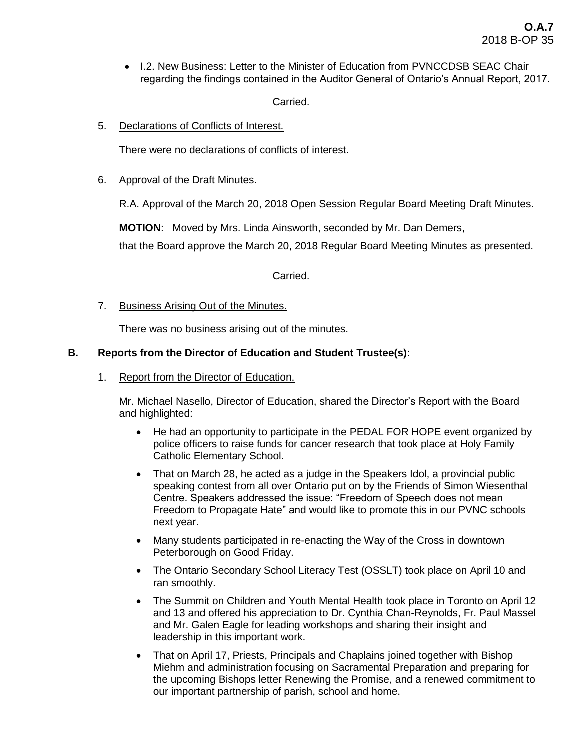- I.2. New Business: Letter to the Minister of Education from PVNCCDSB SEAC Chair regarding the findings contained in the Auditor General of Ontario's Annual Report, 2017.

Carried.

5. Declarations of Conflicts of Interest.

   There were no declarations of conflicts of interest.

6. Approval of the Draft Minutes.

   R.A. Approval of the March 20, 2018 Open Session Regular Board Meeting Draft Minutes.

   **MOTION**: Moved by Mrs. Linda Ainsworth, seconded by Mr. Dan Demers,

   that the Board approve the March 20, 2018 Regular Board Meeting Minutes as presented.

Carried.

7. Business Arising Out of the Minutes.

   There was no business arising out of the minutes.

**B. Reports from the Director of Education and Student Trustee(s)**:

1. Report from the Director of Education.

   Mr. Michael Nasello, Director of Education, shared the Director's Report with the Board and highlighted:

   - He had an opportunity to participate in the PEDAL FOR HOPE event organized by police officers to raise funds for cancer research that took place at Holy Family Catholic Elementary School.
   - That on March 28, he acted as a judge in the Speakers Idol, a provincial public speaking contest from all over Ontario put on by the Friends of Simon Wiesenthal Centre. Speakers addressed the issue: "Freedom of Speech does not mean Freedom to Propagate Hate" and would like to promote this in our PVNC schools next year.
   - Many students participated in re-enacting the Way of the Cross in downtown Peterborough on Good Friday.
   - The Ontario Secondary School Literacy Test (OSSLT) took place on April 10 and ran smoothly.
   - The Summit on Children and Youth Mental Health took place in Toronto on April 12 and 13 and offered his appreciation to Dr. Cynthia Chan-Reynolds, Fr. Paul Massel and Mr. Galen Eagle for leading workshops and sharing their insight and leadership in this important work.
   - That on April 17, Priests, Principals and Chaplains joined together with Bishop Miehm and administration focusing on Sacramental Preparation and preparing for the upcoming Bishops letter Renewing the Promise, and a renewed commitment to our important partnership of parish, school and home.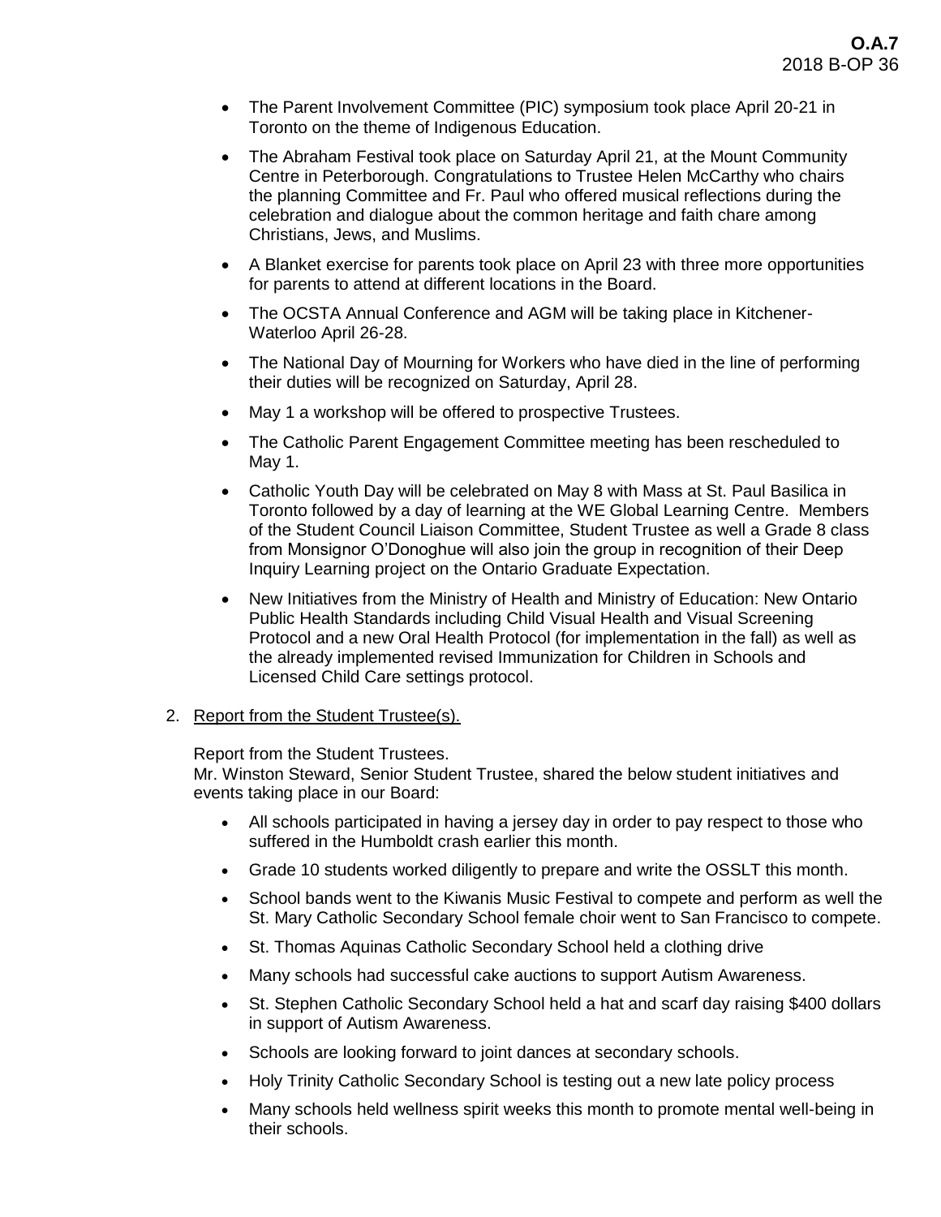- The Parent Involvement Committee (PIC) symposium took place April 20-21 in Toronto on the theme of Indigenous Education.
- The Abraham Festival took place on Saturday April 21, at the Mount Community Centre in Peterborough. Congratulations to Trustee Helen McCarthy who chairs the planning Committee and Fr. Paul who offered musical reflections during the celebration and dialogue about the common heritage and faith chare among Christians, Jews, and Muslims.
- A Blanket exercise for parents took place on April 23 with three more opportunities for parents to attend at different locations in the Board.
- The OCSTA Annual Conference and AGM will be taking place in Kitchener-Waterloo April 26-28.
- The National Day of Mourning for Workers who have died in the line of performing their duties will be recognized on Saturday, April 28.
- May 1 a workshop will be offered to prospective Trustees.
- The Catholic Parent Engagement Committee meeting has been rescheduled to May 1.
- Catholic Youth Day will be celebrated on May 8 with Mass at St. Paul Basilica in Toronto followed by a day of learning at the WE Global Learning Centre. Members of the Student Council Liaison Committee, Student Trustee as well a Grade 8 class from Monsignor O'Donoghue will also join the group in recognition of their Deep Inquiry Learning project on the Ontario Graduate Expectation.
- New Initiatives from the Ministry of Health and Ministry of Education: New Ontario Public Health Standards including Child Visual Health and Visual Screening Protocol and a new Oral Health Protocol (for implementation in the fall) as well as the already implemented revised Immunization for Children in Schools and Licensed Child Care settings protocol.

2. <u>Report from the Student Trustee(s).</u>

Report from the Student Trustees.
Mr. Winston Steward, Senior Student Trustee, shared the below student initiatives and events taking place in our Board:

- All schools participated in having a jersey day in order to pay respect to those who suffered in the Humboldt crash earlier this month.
- Grade 10 students worked diligently to prepare and write the OSSLT this month.
- School bands went to the Kiwanis Music Festival to compete and perform as well the St. Mary Catholic Secondary School female choir went to San Francisco to compete.
- St. Thomas Aquinas Catholic Secondary School held a clothing drive
- Many schools had successful cake auctions to support Autism Awareness.
- St. Stephen Catholic Secondary School held a hat and scarf day raising $400 dollars in support of Autism Awareness.
- Schools are looking forward to joint dances at secondary schools.
- Holy Trinity Catholic Secondary School is testing out a new late policy process
- Many schools held wellness spirit weeks this month to promote mental well-being in their schools.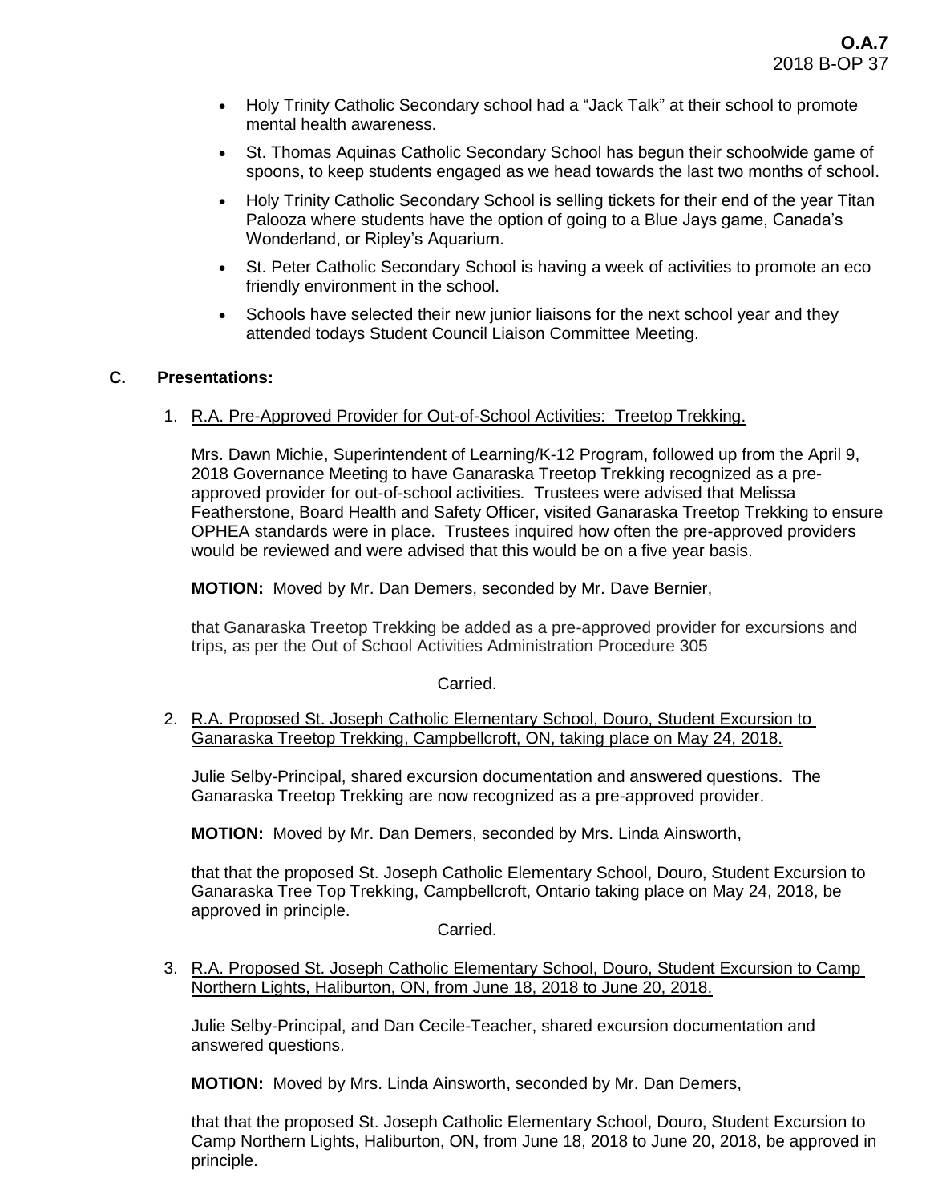- Holy Trinity Catholic Secondary school had a "Jack Talk" at their school to promote mental health awareness.
- St. Thomas Aquinas Catholic Secondary School has begun their schoolwide game of spoons, to keep students engaged as we head towards the last two months of school.
- Holy Trinity Catholic Secondary School is selling tickets for their end of the year Titan Palooza where students have the option of going to a Blue Jays game, Canada's Wonderland, or Ripley's Aquarium.
- St. Peter Catholic Secondary School is having a week of activities to promote an eco friendly environment in the school.
- Schools have selected their new junior liaisons for the next school year and they attended todays Student Council Liaison Committee Meeting.

## C. Presentations:

1. R.A. Pre-Approved Provider for Out-of-School Activities: Treetop Trekking.

   Mrs. Dawn Michie, Superintendent of Learning/K-12 Program, followed up from the April 9, 2018 Governance Meeting to have Ganaraska Treetop Trekking recognized as a pre-approved provider for out-of-school activities. Trustees were advised that Melissa Featherstone, Board Health and Safety Officer, visited Ganaraska Treetop Trekking to ensure OPHEA standards were in place. Trustees inquired how often the pre-approved providers would be reviewed and were advised that this would be on a five year basis.

   **MOTION:** Moved by Mr. Dan Demers, seconded by Mr. Dave Bernier,

   that Ganaraska Treetop Trekking be added as a pre-approved provider for excursions and trips, as per the Out of School Activities Administration Procedure 305

   Carried.

2. R.A. Proposed St. Joseph Catholic Elementary School, Douro, Student Excursion to Ganaraska Treetop Trekking, Campbellcroft, ON, taking place on May 24, 2018.

   Julie Selby-Principal, shared excursion documentation and answered questions. The Ganaraska Treetop Trekking are now recognized as a pre-approved provider.

   **MOTION:** Moved by Mr. Dan Demers, seconded by Mrs. Linda Ainsworth,

   that that the proposed St. Joseph Catholic Elementary School, Douro, Student Excursion to Ganaraska Tree Top Trekking, Campbellcroft, Ontario taking place on May 24, 2018, be approved in principle.

   Carried.

3. R.A. Proposed St. Joseph Catholic Elementary School, Douro, Student Excursion to Camp Northern Lights, Haliburton, ON, from June 18, 2018 to June 20, 2018.

   Julie Selby-Principal, and Dan Cecile-Teacher, shared excursion documentation and answered questions.

   **MOTION:** Moved by Mrs. Linda Ainsworth, seconded by Mr. Dan Demers,

   that that the proposed St. Joseph Catholic Elementary School, Douro, Student Excursion to Camp Northern Lights, Haliburton, ON, from June 18, 2018 to June 20, 2018, be approved in principle.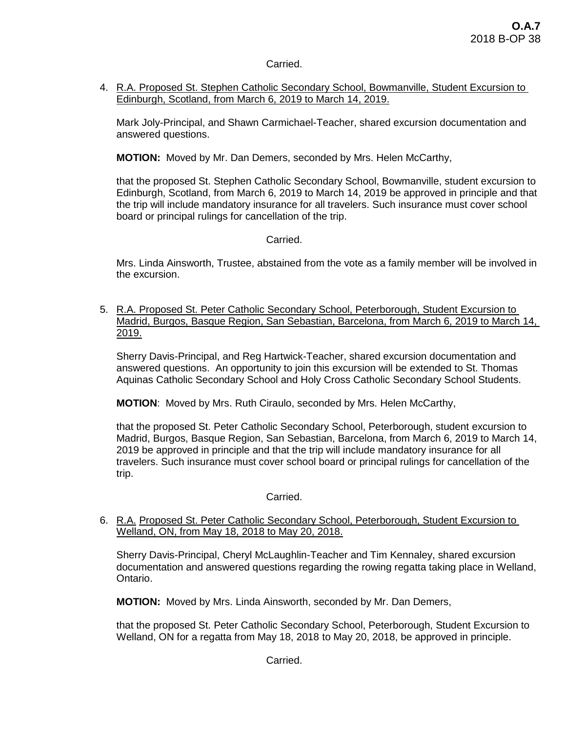Carried.

4. R.A. Proposed St. Stephen Catholic Secondary School, Bowmanville, Student Excursion to Edinburgh, Scotland, from March 6, 2019 to March 14, 2019.

   Mark Joly-Principal, and Shawn Carmichael-Teacher, shared excursion documentation and answered questions.

   **MOTION:** Moved by Mr. Dan Demers, seconded by Mrs. Helen McCarthy,

   that the proposed St. Stephen Catholic Secondary School, Bowmanville, student excursion to Edinburgh, Scotland, from March 6, 2019 to March 14, 2019 be approved in principle and that the trip will include mandatory insurance for all travelers. Such insurance must cover school board or principal rulings for cancellation of the trip.

   Carried.

   Mrs. Linda Ainsworth, Trustee, abstained from the vote as a family member will be involved in the excursion.

5. R.A. Proposed St. Peter Catholic Secondary School, Peterborough, Student Excursion to Madrid, Burgos, Basque Region, San Sebastian, Barcelona, from March 6, 2019 to March 14, 2019.

   Sherry Davis-Principal, and Reg Hartwick-Teacher, shared excursion documentation and answered questions. An opportunity to join this excursion will be extended to St. Thomas Aquinas Catholic Secondary School and Holy Cross Catholic Secondary School Students.

   **MOTION**: Moved by Mrs. Ruth Ciraulo, seconded by Mrs. Helen McCarthy,

   that the proposed St. Peter Catholic Secondary School, Peterborough, student excursion to Madrid, Burgos, Basque Region, San Sebastian, Barcelona, from March 6, 2019 to March 14, 2019 be approved in principle and that the trip will include mandatory insurance for all travelers. Such insurance must cover school board or principal rulings for cancellation of the trip.

   Carried.

6. R.A. Proposed St. Peter Catholic Secondary School, Peterborough, Student Excursion to Welland, ON, from May 18, 2018 to May 20, 2018.

   Sherry Davis-Principal, Cheryl McLaughlin-Teacher and Tim Kennaley, shared excursion documentation and answered questions regarding the rowing regatta taking place in Welland, Ontario.

   **MOTION:** Moved by Mrs. Linda Ainsworth, seconded by Mr. Dan Demers,

   that the proposed St. Peter Catholic Secondary School, Peterborough, Student Excursion to Welland, ON for a regatta from May 18, 2018 to May 20, 2018, be approved in principle.

   Carried.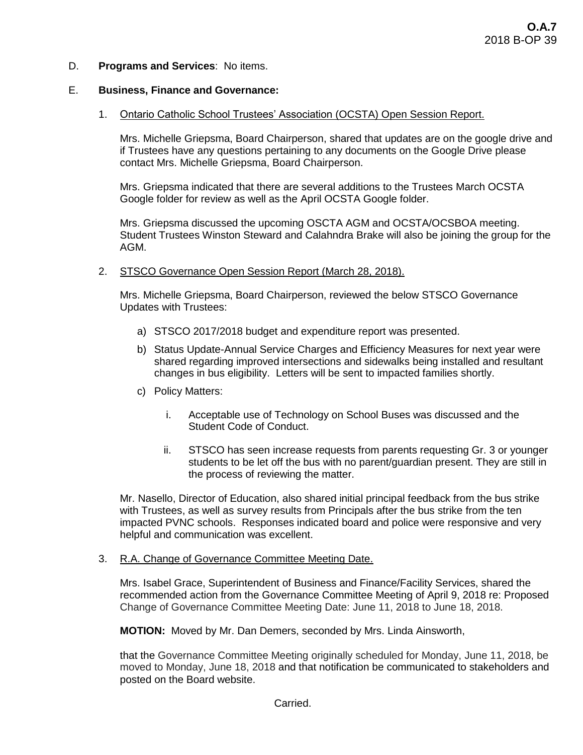D. **Programs and Services**: No items.

E. **Business, Finance and Governance:**

1. Ontario Catholic School Trustees' Association (OCSTA) Open Session Report.

   Mrs. Michelle Griepsma, Board Chairperson, shared that updates are on the google drive and if Trustees have any questions pertaining to any documents on the Google Drive please contact Mrs. Michelle Griepsma, Board Chairperson.

   Mrs. Griepsma indicated that there are several additions to the Trustees March OCSTA Google folder for review as well as the April OCSTA Google folder.

   Mrs. Griepsma discussed the upcoming OSCTA AGM and OCSTA/OCSBOA meeting. Student Trustees Winston Steward and Calahndra Brake will also be joining the group for the AGM.

2. STSCO Governance Open Session Report (March 28, 2018).

   Mrs. Michelle Griepsma, Board Chairperson, reviewed the below STSCO Governance Updates with Trustees:

   a) STSCO 2017/2018 budget and expenditure report was presented.

   b) Status Update-Annual Service Charges and Efficiency Measures for next year were shared regarding improved intersections and sidewalks being installed and resultant changes in bus eligibility. Letters will be sent to impacted families shortly.

   c) Policy Matters:

      i. Acceptable use of Technology on School Buses was discussed and the Student Code of Conduct.

      ii. STSCO has seen increase requests from parents requesting Gr. 3 or younger students to be let off the bus with no parent/guardian present. They are still in the process of reviewing the matter.

   Mr. Nasello, Director of Education, also shared initial principal feedback from the bus strike with Trustees, as well as survey results from Principals after the bus strike from the ten impacted PVNC schools. Responses indicated board and police were responsive and very helpful and communication was excellent.

3. R.A. Change of Governance Committee Meeting Date.

   Mrs. Isabel Grace, Superintendent of Business and Finance/Facility Services, shared the recommended action from the Governance Committee Meeting of April 9, 2018 re: Proposed Change of Governance Committee Meeting Date: June 11, 2018 to June 18, 2018.

   **MOTION:** Moved by Mr. Dan Demers, seconded by Mrs. Linda Ainsworth,

   that the Governance Committee Meeting originally scheduled for Monday, June 11, 2018, be moved to Monday, June 18, 2018 and that notification be communicated to stakeholders and posted on the Board website.

   Carried.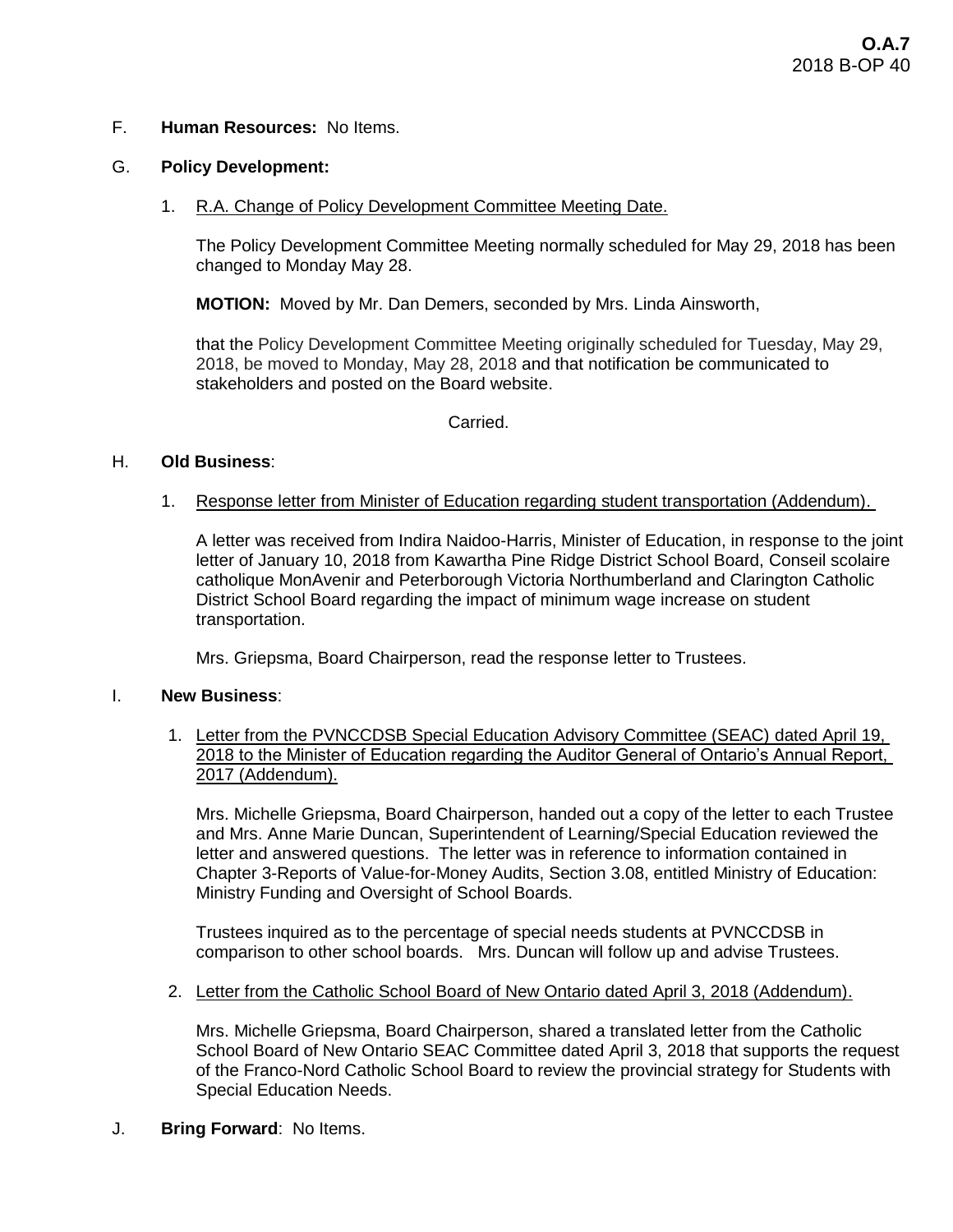F. **Human Resources:** No Items.

G. **Policy Development:**

1. R.A. Change of Policy Development Committee Meeting Date.

   The Policy Development Committee Meeting normally scheduled for May 29, 2018 has been changed to Monday May 28.

   **MOTION:** Moved by Mr. Dan Demers, seconded by Mrs. Linda Ainsworth,

   that the Policy Development Committee Meeting originally scheduled for Tuesday, May 29, 2018, be moved to Monday, May 28, 2018 and that notification be communicated to stakeholders and posted on the Board website.

   Carried.

H. **Old Business**:

1. Response letter from Minister of Education regarding student transportation (Addendum).

   A letter was received from Indira Naidoo-Harris, Minister of Education, in response to the joint letter of January 10, 2018 from Kawartha Pine Ridge District School Board, Conseil scolaire catholique MonAvenir and Peterborough Victoria Northumberland and Clarington Catholic District School Board regarding the impact of minimum wage increase on student transportation.

   Mrs. Griepsma, Board Chairperson, read the response letter to Trustees.

I. **New Business**:

1. Letter from the PVNCCDSB Special Education Advisory Committee (SEAC) dated April 19, 2018 to the Minister of Education regarding the Auditor General of Ontario's Annual Report, 2017 (Addendum).

   Mrs. Michelle Griepsma, Board Chairperson, handed out a copy of the letter to each Trustee and Mrs. Anne Marie Duncan, Superintendent of Learning/Special Education reviewed the letter and answered questions. The letter was in reference to information contained in Chapter 3-Reports of Value-for-Money Audits, Section 3.08, entitled Ministry of Education: Ministry Funding and Oversight of School Boards.

   Trustees inquired as to the percentage of special needs students at PVNCCDSB in comparison to other school boards. Mrs. Duncan will follow up and advise Trustees.

2. Letter from the Catholic School Board of New Ontario dated April 3, 2018 (Addendum).

   Mrs. Michelle Griepsma, Board Chairperson, shared a translated letter from the Catholic School Board of New Ontario SEAC Committee dated April 3, 2018 that supports the request of the Franco-Nord Catholic School Board to review the provincial strategy for Students with Special Education Needs.

J. **Bring Forward**: No Items.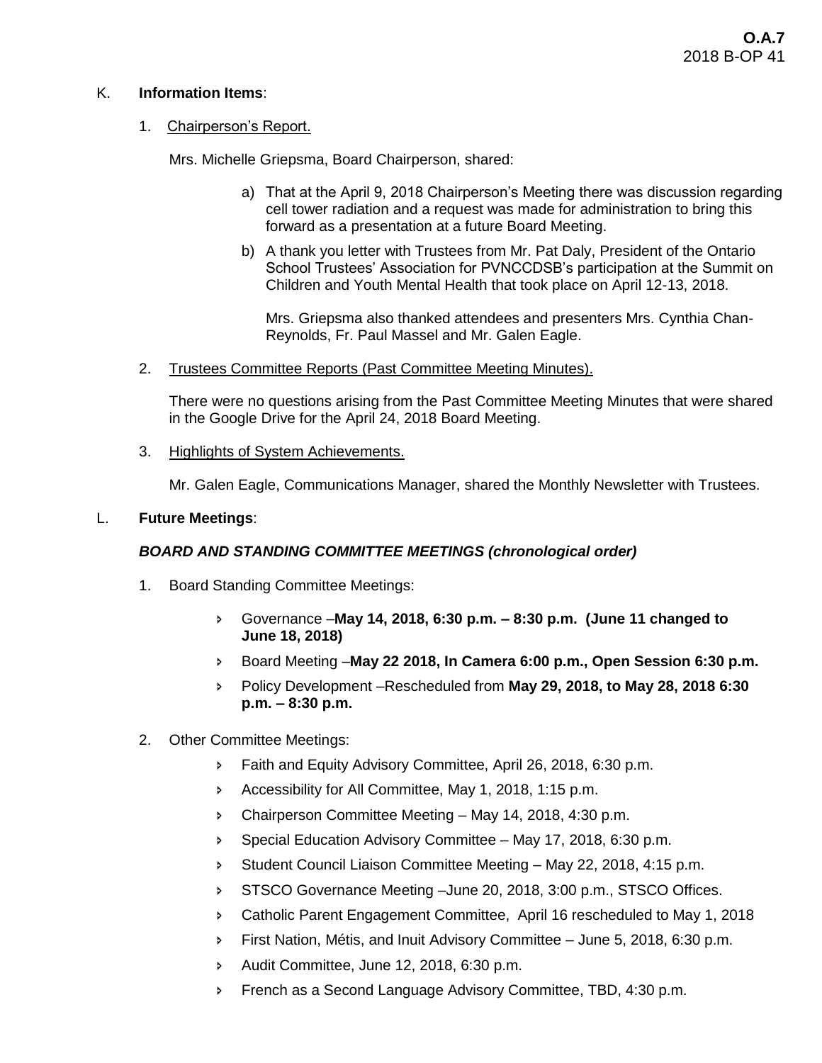K. **Information Items**:

1. Chairperson's Report.

   Mrs. Michelle Griepsma, Board Chairperson, shared:

   a) That at the April 9, 2018 Chairperson's Meeting there was discussion regarding cell tower radiation and a request was made for administration to bring this forward as a presentation at a future Board Meeting.

   b) A thank you letter with Trustees from Mr. Pat Daly, President of the Ontario School Trustees' Association for PVNCCDSB's participation at the Summit on Children and Youth Mental Health that took place on April 12-13, 2018.

      Mrs. Griepsma also thanked attendees and presenters Mrs. Cynthia Chan-Reynolds, Fr. Paul Massel and Mr. Galen Eagle.

2. Trustees Committee Reports (Past Committee Meeting Minutes).

   There were no questions arising from the Past Committee Meeting Minutes that were shared in the Google Drive for the April 24, 2018 Board Meeting.

3. Highlights of System Achievements.

   Mr. Galen Eagle, Communications Manager, shared the Monthly Newsletter with Trustees.

L. **Future Meetings**:

***BOARD AND STANDING COMMITTEE MEETINGS (chronological order)***

1. Board Standing Committee Meetings:

   - Governance –**May 14, 2018, 6:30 p.m. – 8:30 p.m. (June 11 changed to June 18, 2018)**
   - Board Meeting –**May 22 2018, In Camera 6:00 p.m., Open Session 6:30 p.m.**
   - Policy Development –Rescheduled from **May 29, 2018, to May 28, 2018 6:30 p.m. – 8:30 p.m.**

2. Other Committee Meetings:

   - Faith and Equity Advisory Committee, April 26, 2018, 6:30 p.m.
   - Accessibility for All Committee, May 1, 2018, 1:15 p.m.
   - Chairperson Committee Meeting – May 14, 2018, 4:30 p.m.
   - Special Education Advisory Committee – May 17, 2018, 6:30 p.m.
   - Student Council Liaison Committee Meeting – May 22, 2018, 4:15 p.m.
   - STSCO Governance Meeting –June 20, 2018, 3:00 p.m., STSCO Offices.
   - Catholic Parent Engagement Committee, April 16 rescheduled to May 1, 2018
   - First Nation, Métis, and Inuit Advisory Committee – June 5, 2018, 6:30 p.m.
   - Audit Committee, June 12, 2018, 6:30 p.m.
   - French as a Second Language Advisory Committee, TBD, 4:30 p.m.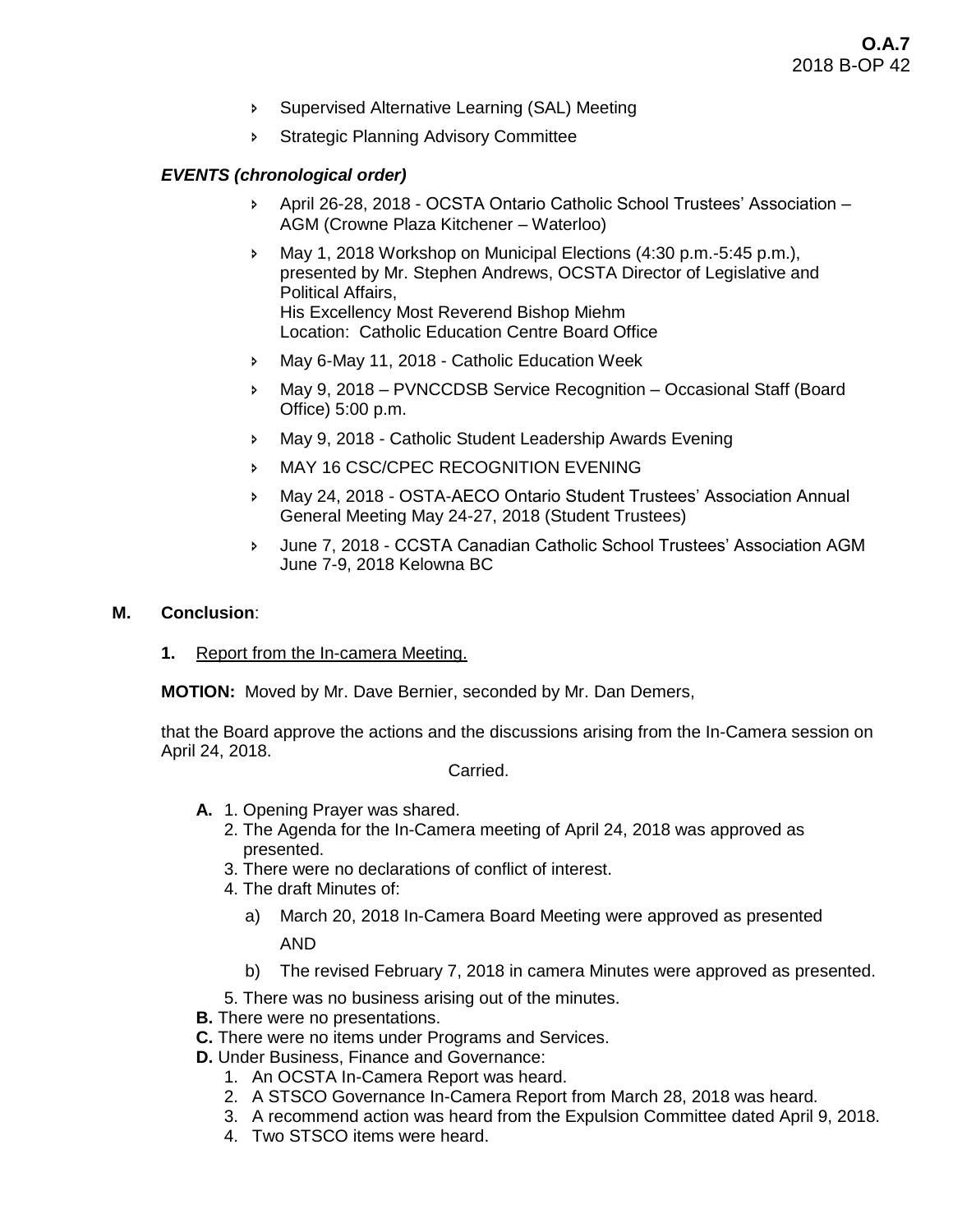- Supervised Alternative Learning (SAL) Meeting
- Strategic Planning Advisory Committee

***EVENTS (chronological order)***

- April 26-28, 2018 - OCSTA Ontario Catholic School Trustees' Association – AGM (Crowne Plaza Kitchener – Waterloo)
- May 1, 2018 Workshop on Municipal Elections (4:30 p.m.-5:45 p.m.), presented by Mr. Stephen Andrews, OCSTA Director of Legislative and Political Affairs,
  His Excellency Most Reverend Bishop Miehm
  Location: Catholic Education Centre Board Office
- May 6-May 11, 2018 - Catholic Education Week
- May 9, 2018 – PVNCCDSB Service Recognition – Occasional Staff (Board Office) 5:00 p.m.
- May 9, 2018 - Catholic Student Leadership Awards Evening
- MAY 16 CSC/CPEC RECOGNITION EVENING
- May 24, 2018 - OSTA-AECO Ontario Student Trustees' Association Annual General Meeting May 24-27, 2018 (Student Trustees)
- June 7, 2018 - CCSTA Canadian Catholic School Trustees' Association AGM June 7-9, 2018 Kelowna BC

**M. Conclusion**:

**1.** Report from the In-camera Meeting.

**MOTION:** Moved by Mr. Dave Bernier, seconded by Mr. Dan Demers,

that the Board approve the actions and the discussions arising from the In-Camera session on April 24, 2018.

Carried.

**A.** 1. Opening Prayer was shared.
2. The Agenda for the In-Camera meeting of April 24, 2018 was approved as presented.
3. There were no declarations of conflict of interest.
4. The draft Minutes of:
   a) March 20, 2018 In-Camera Board Meeting were approved as presented
   AND
   b) The revised February 7, 2018 in camera Minutes were approved as presented.
5. There was no business arising out of the minutes.

**B.** There were no presentations.

**C.** There were no items under Programs and Services.

**D.** Under Business, Finance and Governance:
1. An OCSTA In-Camera Report was heard.
2. A STSCO Governance In-Camera Report from March 28, 2018 was heard.
3. A recommend action was heard from the Expulsion Committee dated April 9, 2018.
4. Two STSCO items were heard.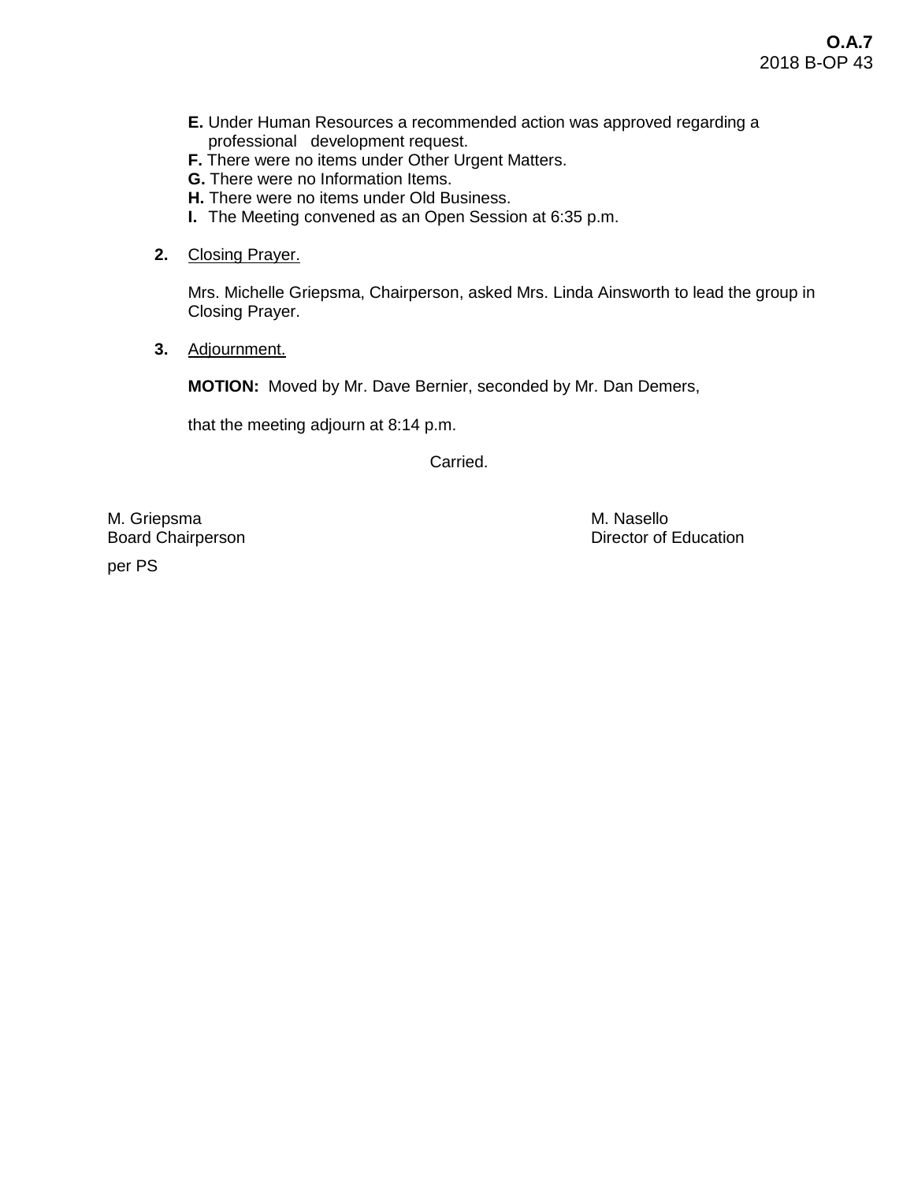**E.** Under Human Resources a recommended action was approved regarding a professional development request.
**F.** There were no items under Other Urgent Matters.
**G.** There were no Information Items.
**H.** There were no items under Old Business.
**I.** The Meeting convened as an Open Session at 6:35 p.m.

**2.** Closing Prayer.

Mrs. Michelle Griepsma, Chairperson, asked Mrs. Linda Ainsworth to lead the group in Closing Prayer.

**3.** Adjournment.

**MOTION:** Moved by Mr. Dave Bernier, seconded by Mr. Dan Demers,

that the meeting adjourn at 8:14 p.m.

Carried.

M. Griepsma
Board Chairperson

M. Nasello
Director of Education

per PS